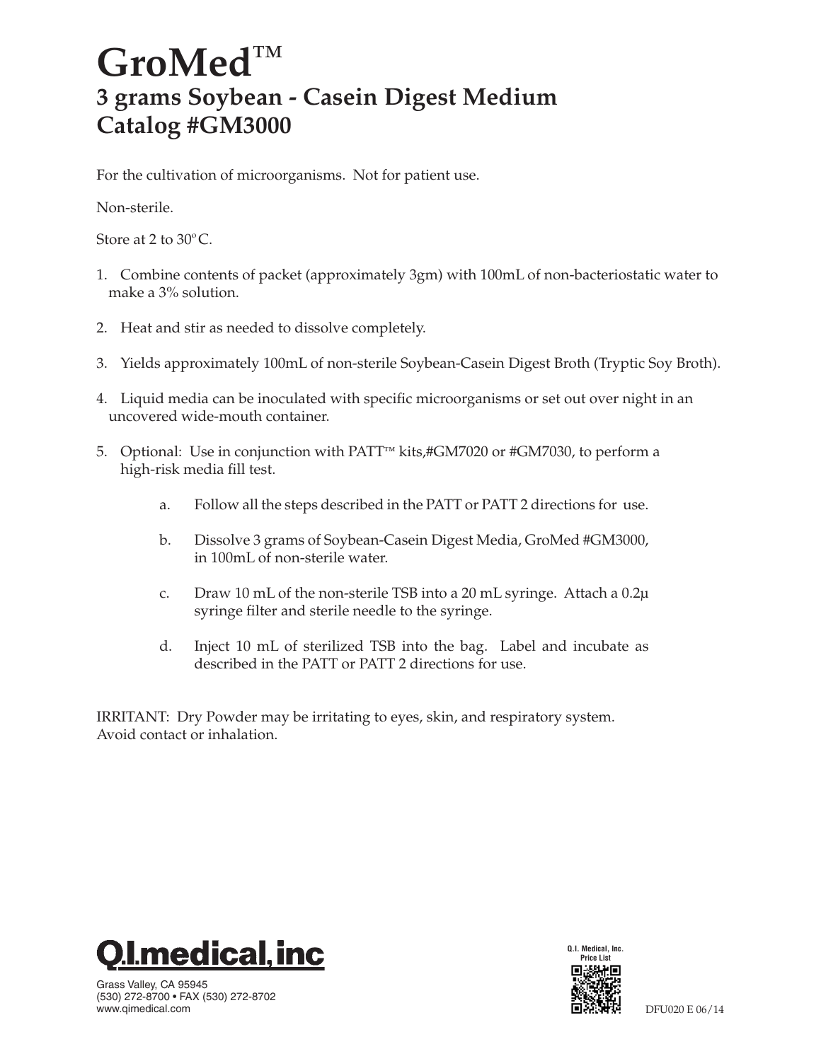# GroMed™

## 3 grams Soybean - Casein Digest Medium
## Catalog #GM3000

For the cultivation of microorganisms. Not for patient use.

Non-sterile.

Store at 2 to 30°C.

1. Combine contents of packet (approximately 3gm) with 100mL of non-bacteriostatic water to make a 3% solution.

2. Heat and stir as needed to dissolve completely.

3. Yields approximately 100mL of non-sterile Soybean-Casein Digest Broth (Tryptic Soy Broth).

4. Liquid media can be inoculated with specific microorganisms or set out over night in an uncovered wide-mouth container.

5. Optional: Use in conjunction with PATT™ kits,#GM7020 or #GM7030, to perform a high-risk media fill test.

    a. Follow all the steps described in the PATT or PATT 2 directions for use.

    b. Dissolve 3 grams of Soybean-Casein Digest Media, GroMed #GM3000, in 100mL of non-sterile water.

    c. Draw 10 mL of the non-sterile TSB into a 20 mL syringe. Attach a 0.2µ syringe filter and sterile needle to the syringe.

    d. Inject 10 mL of sterilized TSB into the bag. Label and incubate as described in the PATT or PATT 2 directions for use.

IRRITANT: Dry Powder may be irritating to eyes, skin, and respiratory system. Avoid contact or inhalation.

**Q.I.medical, inc**

Grass Valley, CA 95945
(530) 272-8700 • FAX (530) 272-8702
www.qimedical.com

Q.I. Medical, Inc. Price List

DFU020 E 06/14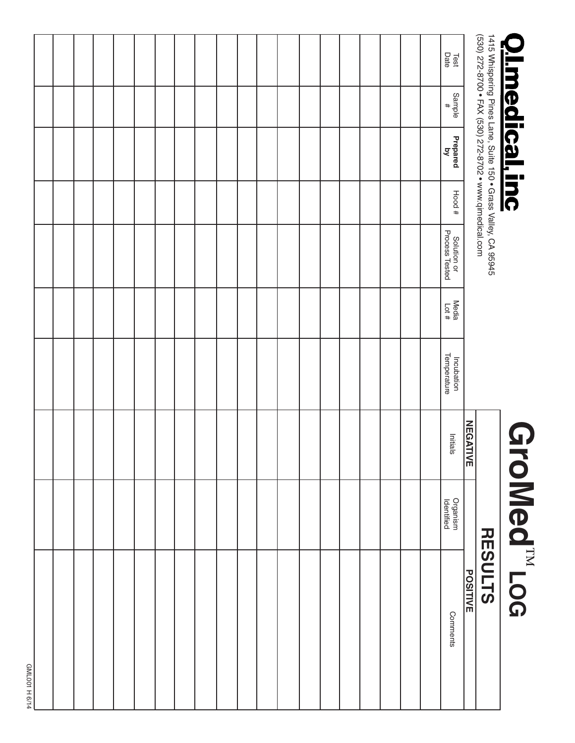# Q.I.medical,inc

1415 Whispering Pines Lane, Suite 150 • Grass Valley, CA 95945
(530) 272-8700 • FAX (530) 272-8702 • www.qimedical.com

# GroMed™ LOG

| Test Date | Sample # | **Prepared by** | Hood # | Solution or Process Tested | Media Lot # | Incubation Temperature | RESULTS | | |
|---|---|---|---|---|---|---|---|---|---|
| | | | | | | | **NEGATIVE** | **POSITIVE** | |
| | | | | | | | Initials | Organism Identified | Comments |
| | | | | | | | | | |
| | | | | | | | | | |
| | | | | | | | | | |
| | | | | | | | | | |
| | | | | | | | | | |
| | | | | | | | | | |
| | | | | | | | | | |
| | | | | | | | | | |
| | | | | | | | | | |
| | | | | | | | | | |
| | | | | | | | | | |
| | | | | | | | | | |
| | | | | | | | | | |
| | | | | | | | | | |
| | | | | | | | | | |
| | | | | | | | | | |
| | | | | | | | | | |
| | | | | | | | | | |
| | | | | | | | | | |
| | | | | | | | | | |

GML001 H 6/14